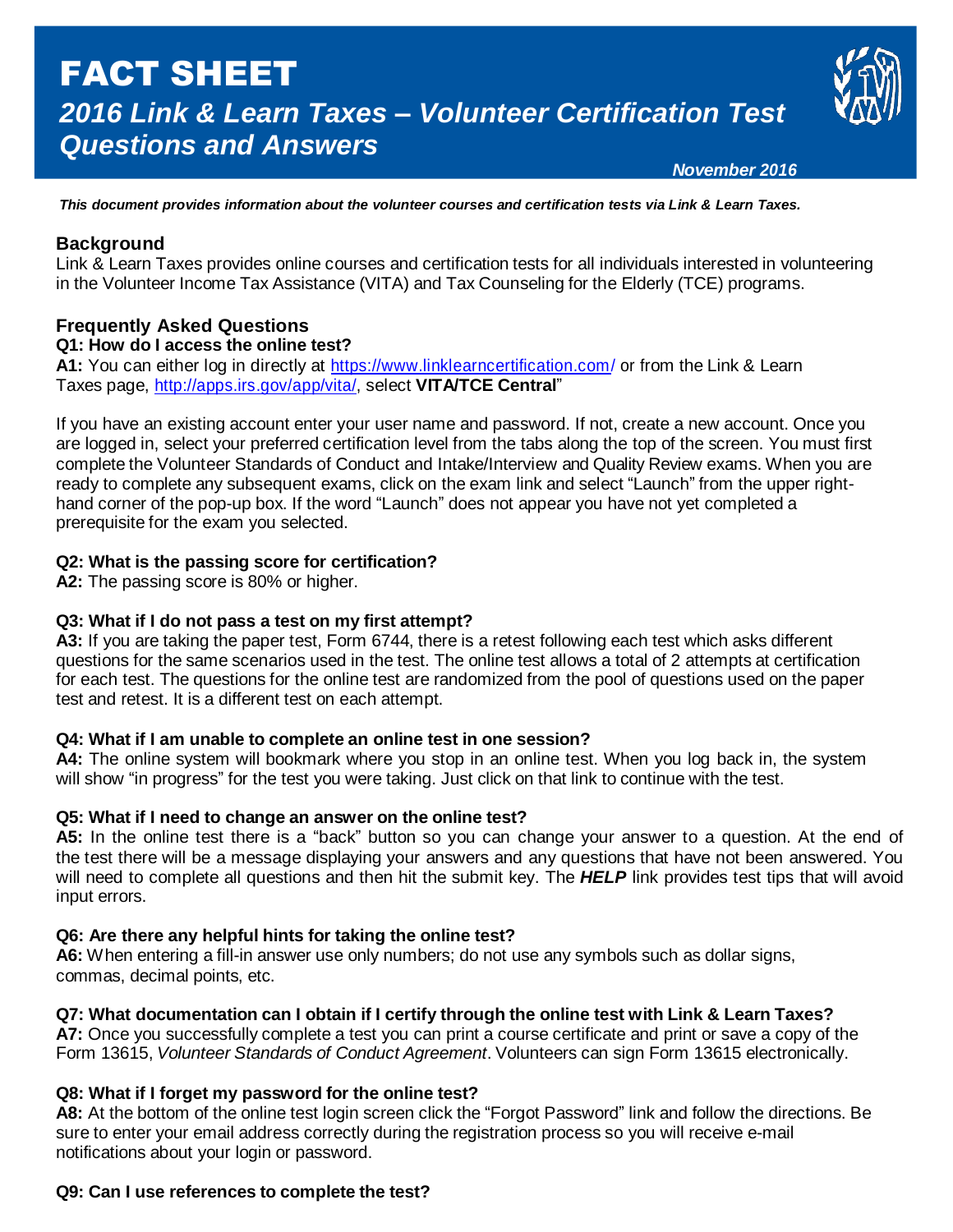# FACT SHEET

## *2016 Link & Learn Taxes – Volunteer Certification Test Questions and Answers*

***November 2016***

***This document provides information about the volunteer courses and certification tests via Link & Learn Taxes.***

### Background

Link & Learn Taxes provides online courses and certification tests for all individuals interested in volunteering in the Volunteer Income Tax Assistance (VITA) and Tax Counseling for the Elderly (TCE) programs.

### Frequently Asked Questions

**Q1: How do I access the online test?**

**A1:** You can either log in directly at https://www.linklearncertification.com/ or from the Link & Learn Taxes page, http://apps.irs.gov/app/vita/, select **VITA/TCE Central**"

If you have an existing account enter your user name and password. If not, create a new account. Once you are logged in, select your preferred certification level from the tabs along the top of the screen. You must first complete the Volunteer Standards of Conduct and Intake/Interview and Quality Review exams. When you are ready to complete any subsequent exams, click on the exam link and select "Launch" from the upper right-hand corner of the pop-up box. If the word "Launch" does not appear you have not yet completed a prerequisite for the exam you selected.

**Q2: What is the passing score for certification?**

**A2:** The passing score is 80% or higher.

**Q3: What if I do not pass a test on my first attempt?**

**A3:** If you are taking the paper test, Form 6744, there is a retest following each test which asks different questions for the same scenarios used in the test. The online test allows a total of 2 attempts at certification for each test. The questions for the online test are randomized from the pool of questions used on the paper test and retest. It is a different test on each attempt.

**Q4: What if I am unable to complete an online test in one session?**

**A4:** The online system will bookmark where you stop in an online test. When you log back in, the system will show "in progress" for the test you were taking. Just click on that link to continue with the test.

**Q5: What if I need to change an answer on the online test?**

**A5:** In the online test there is a "back" button so you can change your answer to a question. At the end of the test there will be a message displaying your answers and any questions that have not been answered. You will need to complete all questions and then hit the submit key. The ***HELP*** link provides test tips that will avoid input errors.

**Q6: Are there any helpful hints for taking the online test?**

**A6:** When entering a fill-in answer use only numbers; do not use any symbols such as dollar signs, commas, decimal points, etc.

**Q7: What documentation can I obtain if I certify through the online test with Link & Learn Taxes?**

**A7:** Once you successfully complete a test you can print a course certificate and print or save a copy of the Form 13615, *Volunteer Standards of Conduct Agreement*. Volunteers can sign Form 13615 electronically.

**Q8: What if I forget my password for the online test?**

**A8:** At the bottom of the online test login screen click the "Forgot Password" link and follow the directions. Be sure to enter your email address correctly during the registration process so you will receive e-mail notifications about your login or password.

**Q9: Can I use references to complete the test?**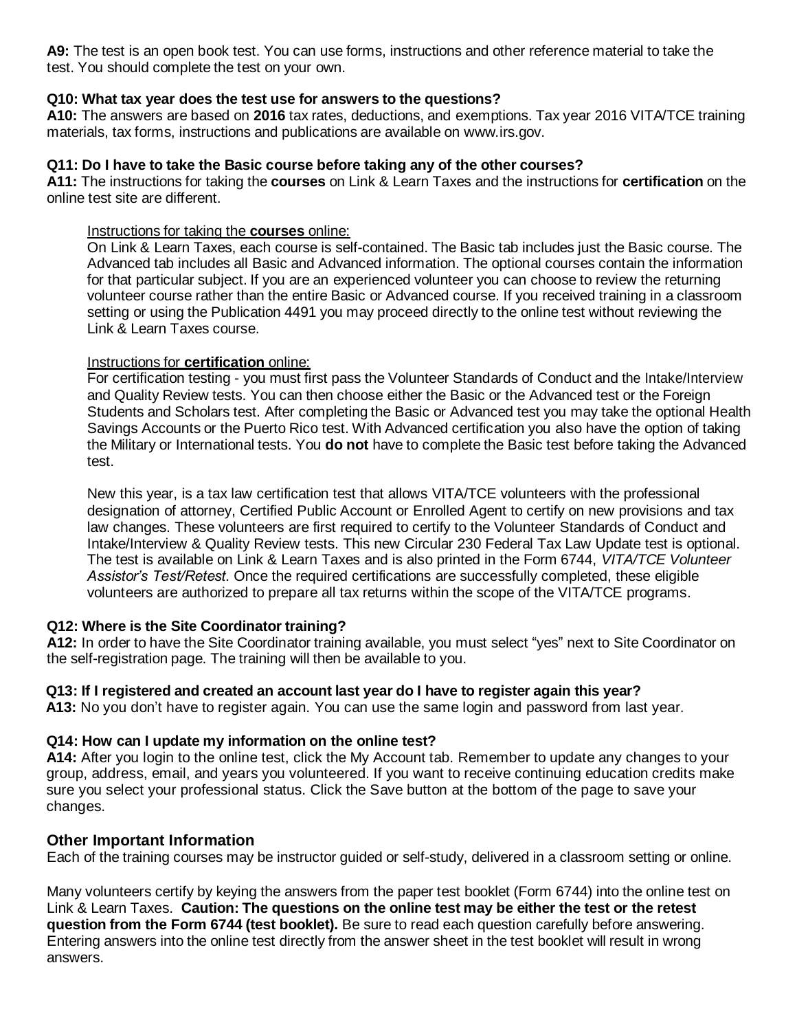**A9:** The test is an open book test. You can use forms, instructions and other reference material to take the test. You should complete the test on your own.

**Q10: What tax year does the test use for answers to the questions?**
**A10:** The answers are based on **2016** tax rates, deductions, and exemptions. Tax year 2016 VITA/TCE training materials, tax forms, instructions and publications are available on www.irs.gov.

**Q11: Do I have to take the Basic course before taking any of the other courses?**
**A11:** The instructions for taking the **courses** on Link & Learn Taxes and the instructions for **certification** on the online test site are different.

Instructions for taking the **courses** online:
On Link & Learn Taxes, each course is self-contained. The Basic tab includes just the Basic course. The Advanced tab includes all Basic and Advanced information. The optional courses contain the information for that particular subject. If you are an experienced volunteer you can choose to review the returning volunteer course rather than the entire Basic or Advanced course. If you received training in a classroom setting or using the Publication 4491 you may proceed directly to the online test without reviewing the Link & Learn Taxes course.

Instructions for **certification** online:
For certification testing - you must first pass the Volunteer Standards of Conduct and the Intake/Interview and Quality Review tests. You can then choose either the Basic or the Advanced test or the Foreign Students and Scholars test. After completing the Basic or Advanced test you may take the optional Health Savings Accounts or the Puerto Rico test. With Advanced certification you also have the option of taking the Military or International tests. You **do not** have to complete the Basic test before taking the Advanced test.

New this year, is a tax law certification test that allows VITA/TCE volunteers with the professional designation of attorney, Certified Public Account or Enrolled Agent to certify on new provisions and tax law changes. These volunteers are first required to certify to the Volunteer Standards of Conduct and Intake/Interview & Quality Review tests. This new Circular 230 Federal Tax Law Update test is optional. The test is available on Link & Learn Taxes and is also printed in the Form 6744, *VITA/TCE Volunteer Assistor's Test/Retest.* Once the required certifications are successfully completed, these eligible volunteers are authorized to prepare all tax returns within the scope of the VITA/TCE programs.

**Q12: Where is the Site Coordinator training?**
**A12:** In order to have the Site Coordinator training available, you must select "yes" next to Site Coordinator on the self-registration page. The training will then be available to you.

**Q13: If I registered and created an account last year do I have to register again this year?**
**A13:** No you don't have to register again. You can use the same login and password from last year.

**Q14: How can I update my information on the online test?**
**A14:** After you login to the online test, click the My Account tab. Remember to update any changes to your group, address, email, and years you volunteered. If you want to receive continuing education credits make sure you select your professional status. Click the Save button at the bottom of the page to save your changes.

## Other Important Information

Each of the training courses may be instructor guided or self-study, delivered in a classroom setting or online.

Many volunteers certify by keying the answers from the paper test booklet (Form 6744) into the online test on Link & Learn Taxes. **Caution: The questions on the online test may be either the test or the retest question from the Form 6744 (test booklet).** Be sure to read each question carefully before answering. Entering answers into the online test directly from the answer sheet in the test booklet will result in wrong answers.